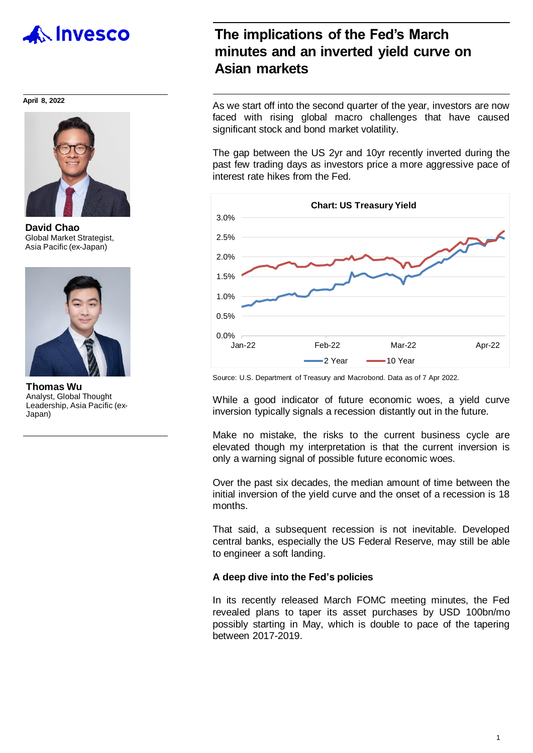# The implications of the Fed's March minutes and an inverted yield curve on Asian markets

April 8, 2022

**David Chao**
Global Market Strategist, Asia Pacific (ex-Japan)

**Thomas Wu**
Analyst, Global Thought Leadership, Asia Pacific (ex-Japan)

As we start off into the second quarter of the year, investors are now faced with rising global macro challenges that have caused significant stock and bond market volatility.

The gap between the US 2yr and 10yr recently inverted during the past few trading days as investors price a more aggressive pace of interest rate hikes from the Fed.

**Chart: US Treasury Yield**

Source: U.S. Department of Treasury and Macrobond. Data as of 7 Apr 2022.

While a good indicator of future economic woes, a yield curve inversion typically signals a recession distantly out in the future.

Make no mistake, the risks to the current business cycle are elevated though my interpretation is that the current inversion is only a warning signal of possible future economic woes.

Over the past six decades, the median amount of time between the initial inversion of the yield curve and the onset of a recession is 18 months.

That said, a subsequent recession is not inevitable. Developed central banks, especially the US Federal Reserve, may still be able to engineer a soft landing.

**A deep dive into the Fed's policies**

In its recently released March FOMC meeting minutes, the Fed revealed plans to taper its asset purchases by USD 100bn/mo possibly starting in May, which is double to pace of the tapering between 2017-2019.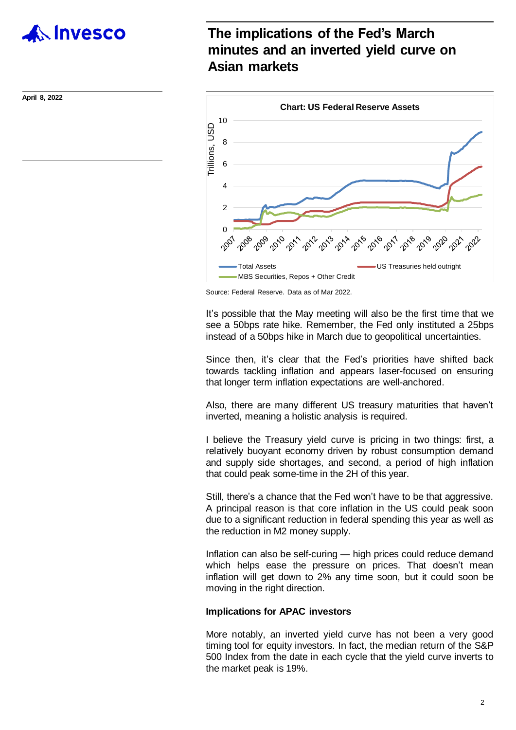# The implications of the Fed's March minutes and an inverted yield curve on Asian markets

April 8, 2022

**Chart: US Federal Reserve Assets**

Source: Federal Reserve. Data as of Mar 2022.

It's possible that the May meeting will also be the first time that we see a 50bps rate hike. Remember, the Fed only instituted a 25bps instead of a 50bps hike in March due to geopolitical uncertainties.

Since then, it's clear that the Fed's priorities have shifted back towards tackling inflation and appears laser-focused on ensuring that longer term inflation expectations are well-anchored.

Also, there are many different US treasury maturities that haven't inverted, meaning a holistic analysis is required.

I believe the Treasury yield curve is pricing in two things: first, a relatively buoyant economy driven by robust consumption demand and supply side shortages, and second, a period of high inflation that could peak some-time in the 2H of this year.

Still, there's a chance that the Fed won't have to be that aggressive. A principal reason is that core inflation in the US could peak soon due to a significant reduction in federal spending this year as well as the reduction in M2 money supply.

Inflation can also be self-curing — high prices could reduce demand which helps ease the pressure on prices. That doesn't mean inflation will get down to 2% any time soon, but it could soon be moving in the right direction.

**Implications for APAC investors**

More notably, an inverted yield curve has not been a very good timing tool for equity investors. In fact, the median return of the S&P 500 Index from the date in each cycle that the yield curve inverts to the market peak is 19%.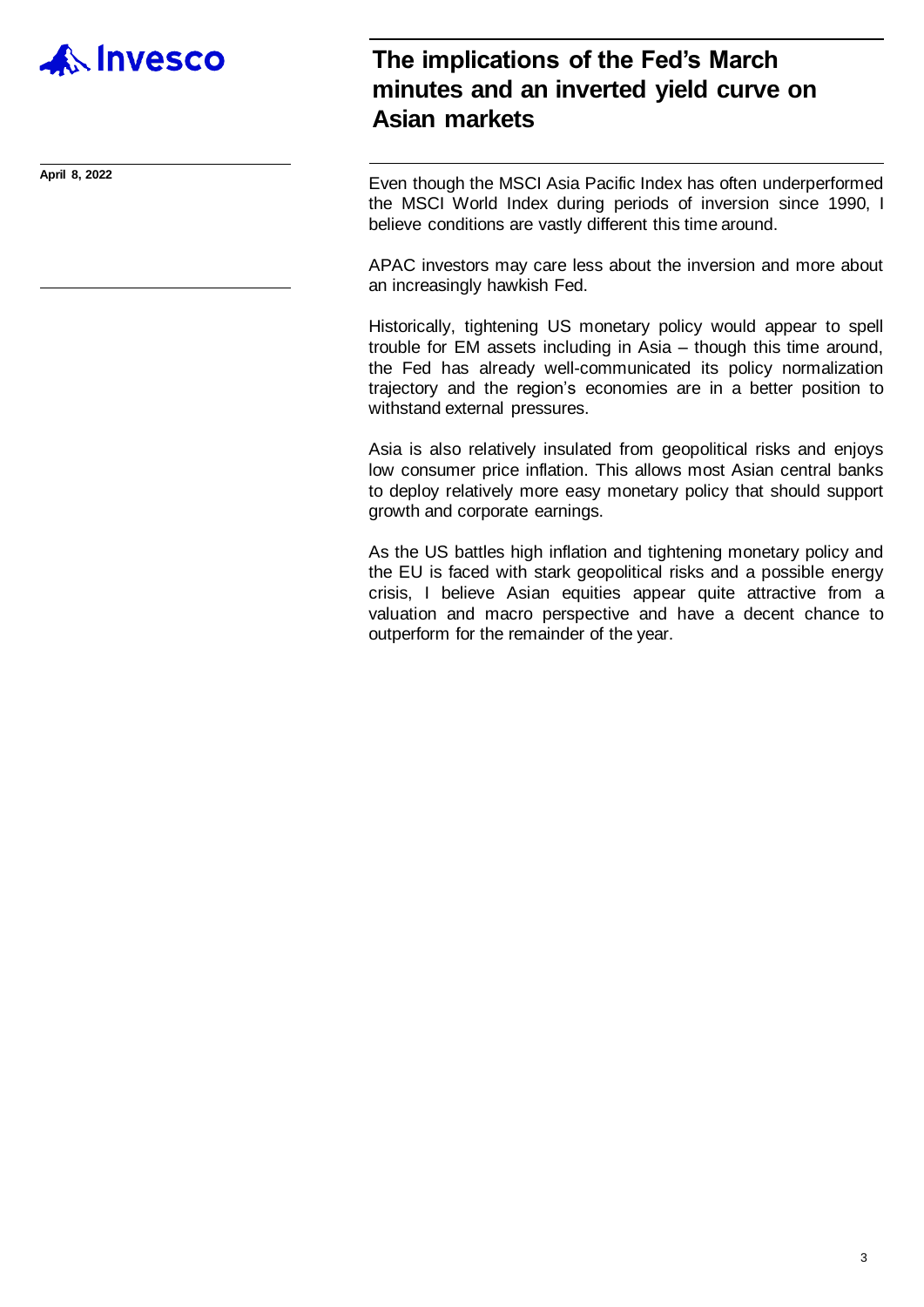# The implications of the Fed's March minutes and an inverted yield curve on Asian markets

April 8, 2022

Even though the MSCI Asia Pacific Index has often underperformed the MSCI World Index during periods of inversion since 1990, I believe conditions are vastly different this time around.

APAC investors may care less about the inversion and more about an increasingly hawkish Fed.

Historically, tightening US monetary policy would appear to spell trouble for EM assets including in Asia – though this time around, the Fed has already well-communicated its policy normalization trajectory and the region's economies are in a better position to withstand external pressures.

Asia is also relatively insulated from geopolitical risks and enjoys low consumer price inflation. This allows most Asian central banks to deploy relatively more easy monetary policy that should support growth and corporate earnings.

As the US battles high inflation and tightening monetary policy and the EU is faced with stark geopolitical risks and a possible energy crisis, I believe Asian equities appear quite attractive from a valuation and macro perspective and have a decent chance to outperform for the remainder of the year.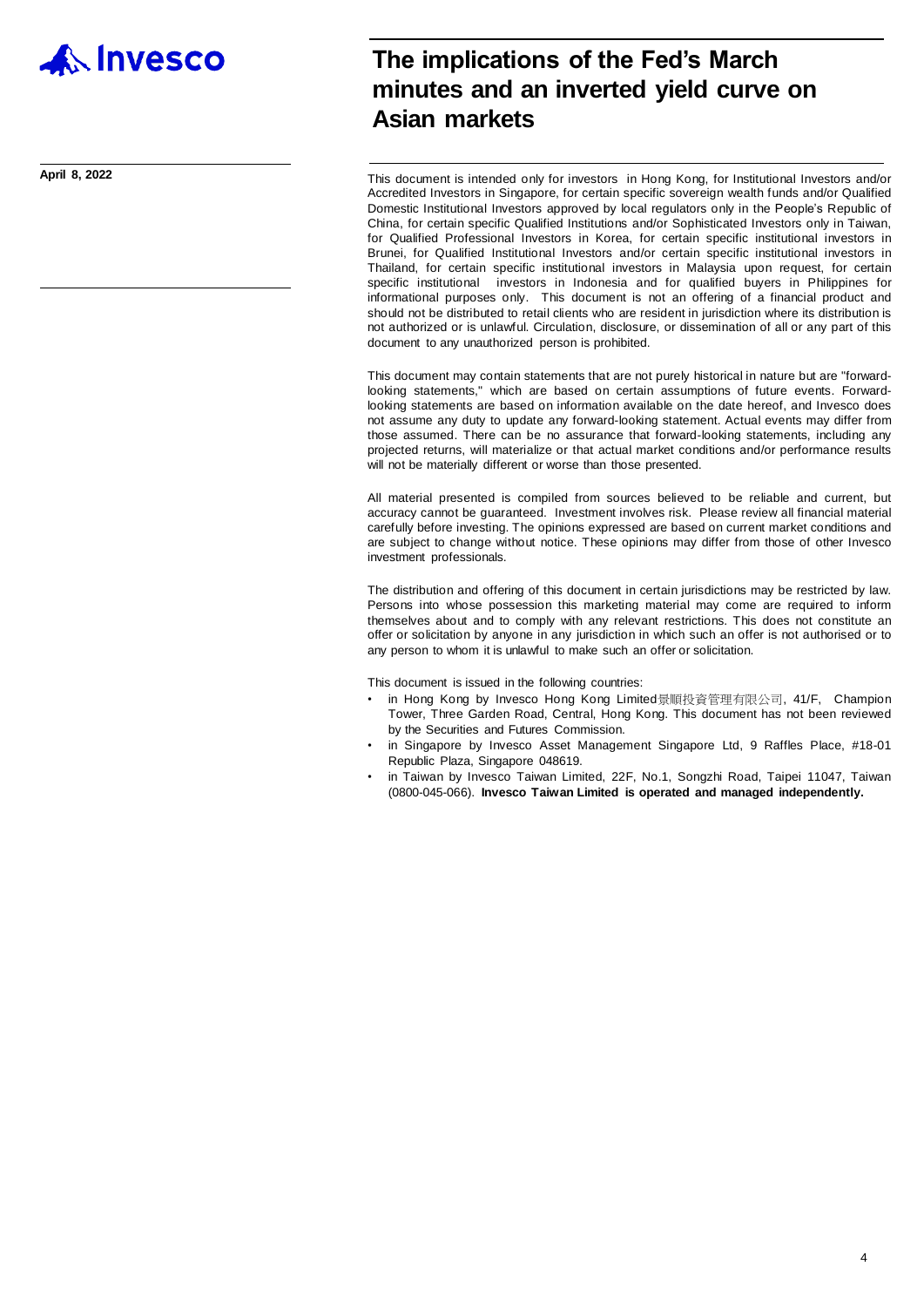# The implications of the Fed's March minutes and an inverted yield curve on Asian markets

**April 8, 2022**

This document is intended only for investors in Hong Kong, for Institutional Investors and/or Accredited Investors in Singapore, for certain specific sovereign wealth funds and/or Qualified Domestic Institutional Investors approved by local regulators only in the People's Republic of China, for certain specific Qualified Institutions and/or Sophisticated Investors only in Taiwan, for Qualified Professional Investors in Korea, for certain specific institutional investors in Brunei, for Qualified Institutional Investors and/or certain specific institutional investors in Thailand, for certain specific institutional investors in Malaysia upon request, for certain specific institutional investors in Indonesia and for qualified buyers in Philippines for informational purposes only. This document is not an offering of a financial product and should not be distributed to retail clients who are resident in jurisdiction where its distribution is not authorized or is unlawful. Circulation, disclosure, or dissemination of all or any part of this document to any unauthorized person is prohibited.

This document may contain statements that are not purely historical in nature but are "forward-looking statements," which are based on certain assumptions of future events. Forward-looking statements are based on information available on the date hereof, and Invesco does not assume any duty to update any forward-looking statement. Actual events may differ from those assumed. There can be no assurance that forward-looking statements, including any projected returns, will materialize or that actual market conditions and/or performance results will not be materially different or worse than those presented.

All material presented is compiled from sources believed to be reliable and current, but accuracy cannot be guaranteed. Investment involves risk. Please review all financial material carefully before investing. The opinions expressed are based on current market conditions and are subject to change without notice. These opinions may differ from those of other Invesco investment professionals.

The distribution and offering of this document in certain jurisdictions may be restricted by law. Persons into whose possession this marketing material may come are required to inform themselves about and to comply with any relevant restrictions. This does not constitute an offer or solicitation by anyone in any jurisdiction in which such an offer is not authorised or to any person to whom it is unlawful to make such an offer or solicitation.

This document is issued in the following countries:

- in Hong Kong by Invesco Hong Kong Limited景順投資管理有限公司, 41/F, Champion Tower, Three Garden Road, Central, Hong Kong. This document has not been reviewed by the Securities and Futures Commission.
- in Singapore by Invesco Asset Management Singapore Ltd, 9 Raffles Place, #18-01 Republic Plaza, Singapore 048619.
- in Taiwan by Invesco Taiwan Limited, 22F, No.1, Songzhi Road, Taipei 11047, Taiwan (0800-045-066). **Invesco Taiwan Limited is operated and managed independently.**